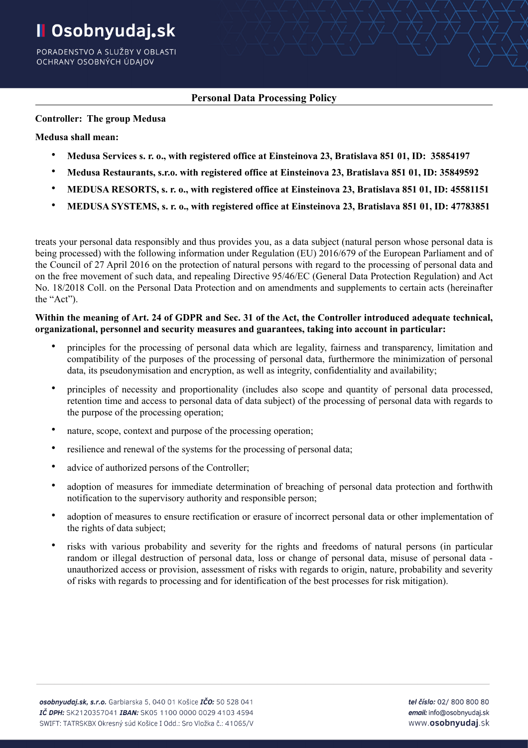## Personal Data Processing Policy

**Controller: The group Medusa**

**Medusa shall mean:**

- **Medusa Services s. r. o., with registered office at Einsteinova 23, Bratislava 851 01, ID: 35854197**
- **Medusa Restaurants, s.r.o. with registered office at Einsteinova 23, Bratislava 851 01, ID: 35849592**
- **MEDUSA RESORTS, s. r. o., with registered office at Einsteinova 23, Bratislava 851 01, ID: 45581151**
- **MEDUSA SYSTEMS, s. r. o., with registered office at Einsteinova 23, Bratislava 851 01, ID: 47783851**

treats your personal data responsibly and thus provides you, as a data subject (natural person whose personal data is being processed) with the following information under Regulation (EU) 2016/679 of the European Parliament and of the Council of 27 April 2016 on the protection of natural persons with regard to the processing of personal data and on the free movement of such data, and repealing Directive 95/46/EC (General Data Protection Regulation) and Act No. 18/2018 Coll. on the Personal Data Protection and on amendments and supplements to certain acts (hereinafter the "Act").

**Within the meaning of Art. 24 of GDPR and Sec. 31 of the Act, the Controller introduced adequate technical, organizational, personnel and security measures and guarantees, taking into account in particular:**

- principles for the processing of personal data which are legality, fairness and transparency, limitation and compatibility of the purposes of the processing of personal data, furthermore the minimization of personal data, its pseudonymisation and encryption, as well as integrity, confidentiality and availability;
- principles of necessity and proportionality (includes also scope and quantity of personal data processed, retention time and access to personal data of data subject) of the processing of personal data with regards to the purpose of the processing operation;
- nature, scope, context and purpose of the processing operation;
- resilience and renewal of the systems for the processing of personal data;
- advice of authorized persons of the Controller;
- adoption of measures for immediate determination of breaching of personal data protection and forthwith notification to the supervisory authority and responsible person;
- adoption of measures to ensure rectification or erasure of incorrect personal data or other implementation of the rights of data subject;
- risks with various probability and severity for the rights and freedoms of natural persons (in particular random or illegal destruction of personal data, loss or change of personal data, misuse of personal data - unauthorized access or provision, assessment of risks with regards to origin, nature, probability and severity of risks with regards to processing and for identification of the best processes for risk mitigation).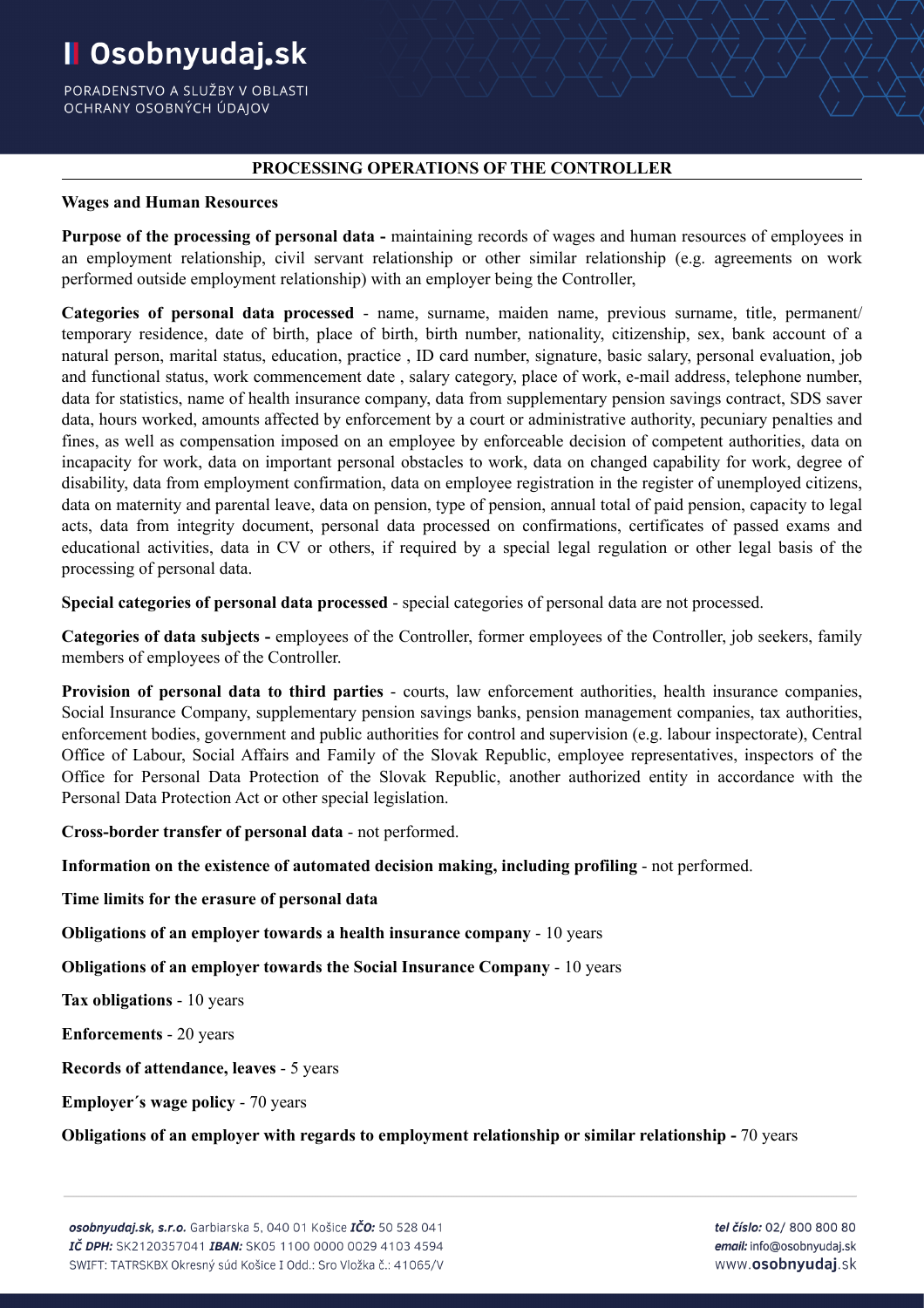## PROCESSING OPERATIONS OF THE CONTROLLER

### Wages and Human Resources

**Purpose of the processing of personal data -** maintaining records of wages and human resources of employees in an employment relationship, civil servant relationship or other similar relationship (e.g. agreements on work performed outside employment relationship) with an employer being the Controller,

**Categories of personal data processed** - name, surname, maiden name, previous surname, title, permanent/ temporary residence, date of birth, place of birth, birth number, nationality, citizenship, sex, bank account of a natural person, marital status, education, practice , ID card number, signature, basic salary, personal evaluation, job and functional status, work commencement date , salary category, place of work, e-mail address, telephone number, data for statistics, name of health insurance company, data from supplementary pension savings contract, SDS saver data, hours worked, amounts affected by enforcement by a court or administrative authority, pecuniary penalties and fines, as well as compensation imposed on an employee by enforceable decision of competent authorities, data on incapacity for work, data on important personal obstacles to work, data on changed capability for work, degree of disability, data from employment confirmation, data on employee registration in the register of unemployed citizens, data on maternity and parental leave, data on pension, type of pension, annual total of paid pension, capacity to legal acts, data from integrity document, personal data processed on confirmations, certificates of passed exams and educational activities, data in CV or others, if required by a special legal regulation or other legal basis of the processing of personal data.

**Special categories of personal data processed** - special categories of personal data are not processed.

**Categories of data subjects -** employees of the Controller, former employees of the Controller, job seekers, family members of employees of the Controller.

**Provision of personal data to third parties** - courts, law enforcement authorities, health insurance companies, Social Insurance Company, supplementary pension savings banks, pension management companies, tax authorities, enforcement bodies, government and public authorities for control and supervision (e.g. labour inspectorate), Central Office of Labour, Social Affairs and Family of the Slovak Republic, employee representatives, inspectors of the Office for Personal Data Protection of the Slovak Republic, another authorized entity in accordance with the Personal Data Protection Act or other special legislation.

**Cross-border transfer of personal data** - not performed.

**Information on the existence of automated decision making, including profiling** - not performed.

**Time limits for the erasure of personal data**

**Obligations of an employer towards a health insurance company** - 10 years

**Obligations of an employer towards the Social Insurance Company** - 10 years

**Tax obligations** - 10 years

**Enforcements** - 20 years

**Records of attendance, leaves** - 5 years

**Employer´s wage policy** - 70 years

**Obligations of an employer with regards to employment relationship or similar relationship -** 70 years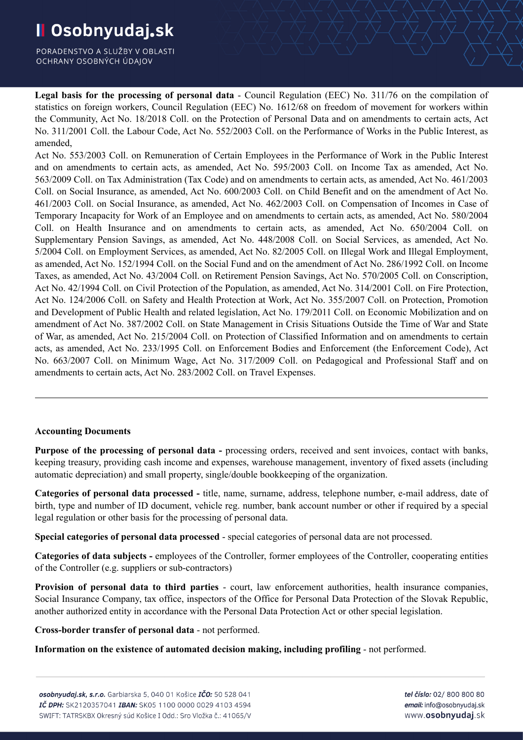**Legal basis for the processing of personal data** - Council Regulation (EEC) No. 311/76 on the compilation of statistics on foreign workers, Council Regulation (EEC) No. 1612/68 on freedom of movement for workers within the Community, Act No. 18/2018 Coll. on the Protection of Personal Data and on amendments to certain acts, Act No. 311/2001 Coll. the Labour Code, Act No. 552/2003 Coll. on the Performance of Works in the Public Interest, as amended,

Act No. 553/2003 Coll. on Remuneration of Certain Employees in the Performance of Work in the Public Interest and on amendments to certain acts, as amended, Act No. 595/2003 Coll. on Income Tax as amended, Act No. 563/2009 Coll. on Tax Administration (Tax Code) and on amendments to certain acts, as amended, Act No. 461/2003 Coll. on Social Insurance, as amended, Act No. 600/2003 Coll. on Child Benefit and on the amendment of Act No. 461/2003 Coll. on Social Insurance, as amended, Act No. 462/2003 Coll. on Compensation of Incomes in Case of Temporary Incapacity for Work of an Employee and on amendments to certain acts, as amended, Act No. 580/2004 Coll. on Health Insurance and on amendments to certain acts, as amended, Act No. 650/2004 Coll. on Supplementary Pension Savings, as amended, Act No. 448/2008 Coll. on Social Services, as amended, Act No. 5/2004 Coll. on Employment Services, as amended, Act No. 82/2005 Coll. on Illegal Work and Illegal Employment, as amended, Act No. 152/1994 Coll. on the Social Fund and on the amendment of Act No. 286/1992 Coll. on Income Taxes, as amended, Act No. 43/2004 Coll. on Retirement Pension Savings, Act No. 570/2005 Coll. on Conscription, Act No. 42/1994 Coll. on Civil Protection of the Population, as amended, Act No. 314/2001 Coll. on Fire Protection, Act No. 124/2006 Coll. on Safety and Health Protection at Work, Act No. 355/2007 Coll. on Protection, Promotion and Development of Public Health and related legislation, Act No. 179/2011 Coll. on Economic Mobilization and on amendment of Act No. 387/2002 Coll. on State Management in Crisis Situations Outside the Time of War and State of War, as amended, Act No. 215/2004 Coll. on Protection of Classified Information and on amendments to certain acts, as amended, Act No. 233/1995 Coll. on Enforcement Bodies and Enforcement (the Enforcement Code), Act No. 663/2007 Coll. on Minimum Wage, Act No. 317/2009 Coll. on Pedagogical and Professional Staff and on amendments to certain acts, Act No. 283/2002 Coll. on Travel Expenses.

---

**Accounting Documents**

**Purpose of the processing of personal data -** processing orders, received and sent invoices, contact with banks, keeping treasury, providing cash income and expenses, warehouse management, inventory of fixed assets (including automatic depreciation) and small property, single/double bookkeeping of the organization.

**Categories of personal data processed -** title, name, surname, address, telephone number, e-mail address, date of birth, type and number of ID document, vehicle reg. number, bank account number or other if required by a special legal regulation or other basis for the processing of personal data.

**Special categories of personal data processed** - special categories of personal data are not processed.

**Categories of data subjects -** employees of the Controller, former employees of the Controller, cooperating entities of the Controller (e.g. suppliers or sub-contractors)

**Provision of personal data to third parties** - court, law enforcement authorities, health insurance companies, Social Insurance Company, tax office, inspectors of the Office for Personal Data Protection of the Slovak Republic, another authorized entity in accordance with the Personal Data Protection Act or other special legislation.

**Cross-border transfer of personal data** - not performed.

**Information on the existence of automated decision making, including profiling** - not performed.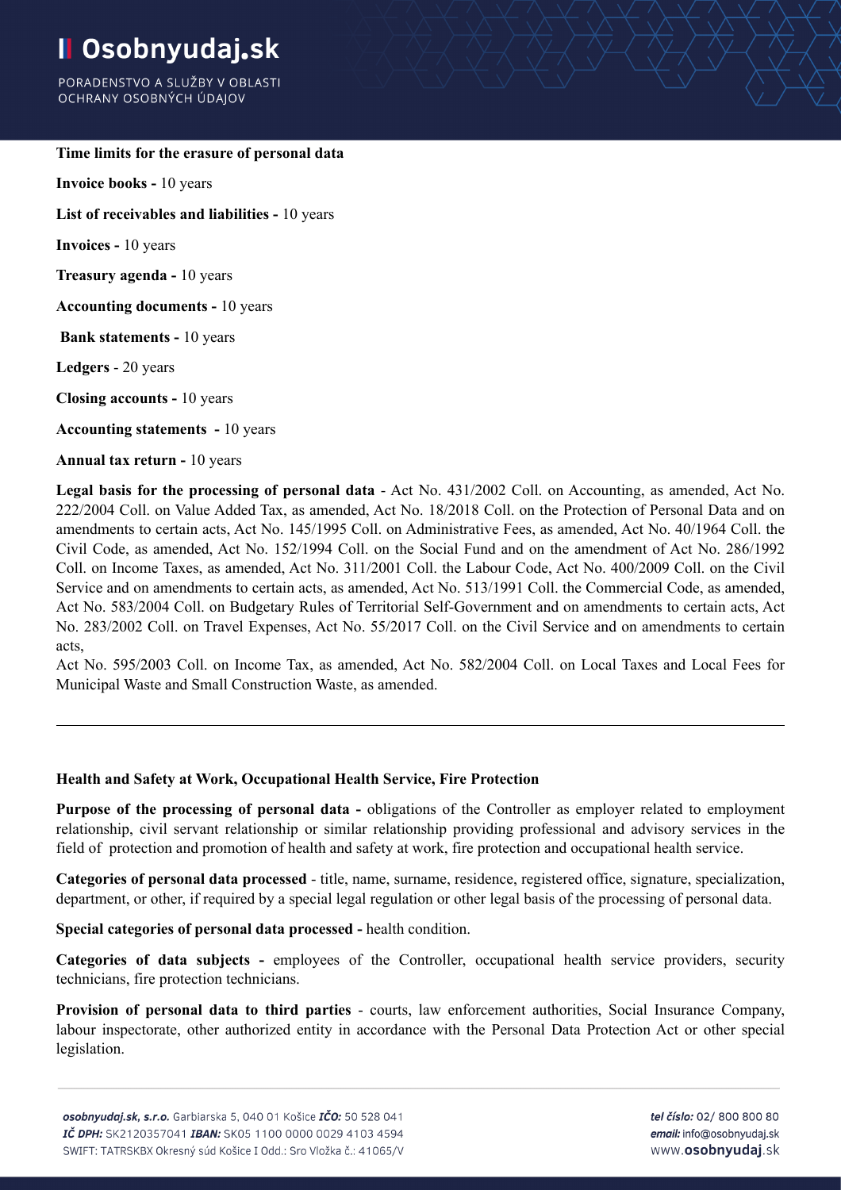**Time limits for the erasure of personal data**

**Invoice books -** 10 years

**List of receivables and liabilities -** 10 years

**Invoices -** 10 years

**Treasury agenda -** 10 years

**Accounting documents -** 10 years

**Bank statements -** 10 years

**Ledgers** - 20 years

**Closing accounts -** 10 years

**Accounting statements -** 10 years

**Annual tax return -** 10 years

**Legal basis for the processing of personal data** - Act No. 431/2002 Coll. on Accounting, as amended, Act No. 222/2004 Coll. on Value Added Tax, as amended, Act No. 18/2018 Coll. on the Protection of Personal Data and on amendments to certain acts, Act No. 145/1995 Coll. on Administrative Fees, as amended, Act No. 40/1964 Coll. the Civil Code, as amended, Act No. 152/1994 Coll. on the Social Fund and on the amendment of Act No. 286/1992 Coll. on Income Taxes, as amended, Act No. 311/2001 Coll. the Labour Code, Act No. 400/2009 Coll. on the Civil Service and on amendments to certain acts, as amended, Act No. 513/1991 Coll. the Commercial Code, as amended, Act No. 583/2004 Coll. on Budgetary Rules of Territorial Self-Government and on amendments to certain acts, Act No. 283/2002 Coll. on Travel Expenses, Act No. 55/2017 Coll. on the Civil Service and on amendments to certain acts,
Act No. 595/2003 Coll. on Income Tax, as amended, Act No. 582/2004 Coll. on Local Taxes and Local Fees for Municipal Waste and Small Construction Waste, as amended.

---

**Health and Safety at Work, Occupational Health Service, Fire Protection**

**Purpose of the processing of personal data -** obligations of the Controller as employer related to employment relationship, civil servant relationship or similar relationship providing professional and advisory services in the field of protection and promotion of health and safety at work, fire protection and occupational health service.

**Categories of personal data processed** - title, name, surname, residence, registered office, signature, specialization, department, or other, if required by a special legal regulation or other legal basis of the processing of personal data.

**Special categories of personal data processed -** health condition.

**Categories of data subjects -** employees of the Controller, occupational health service providers, security technicians, fire protection technicians.

**Provision of personal data to third parties** - courts, law enforcement authorities, Social Insurance Company, labour inspectorate, other authorized entity in accordance with the Personal Data Protection Act or other special legislation.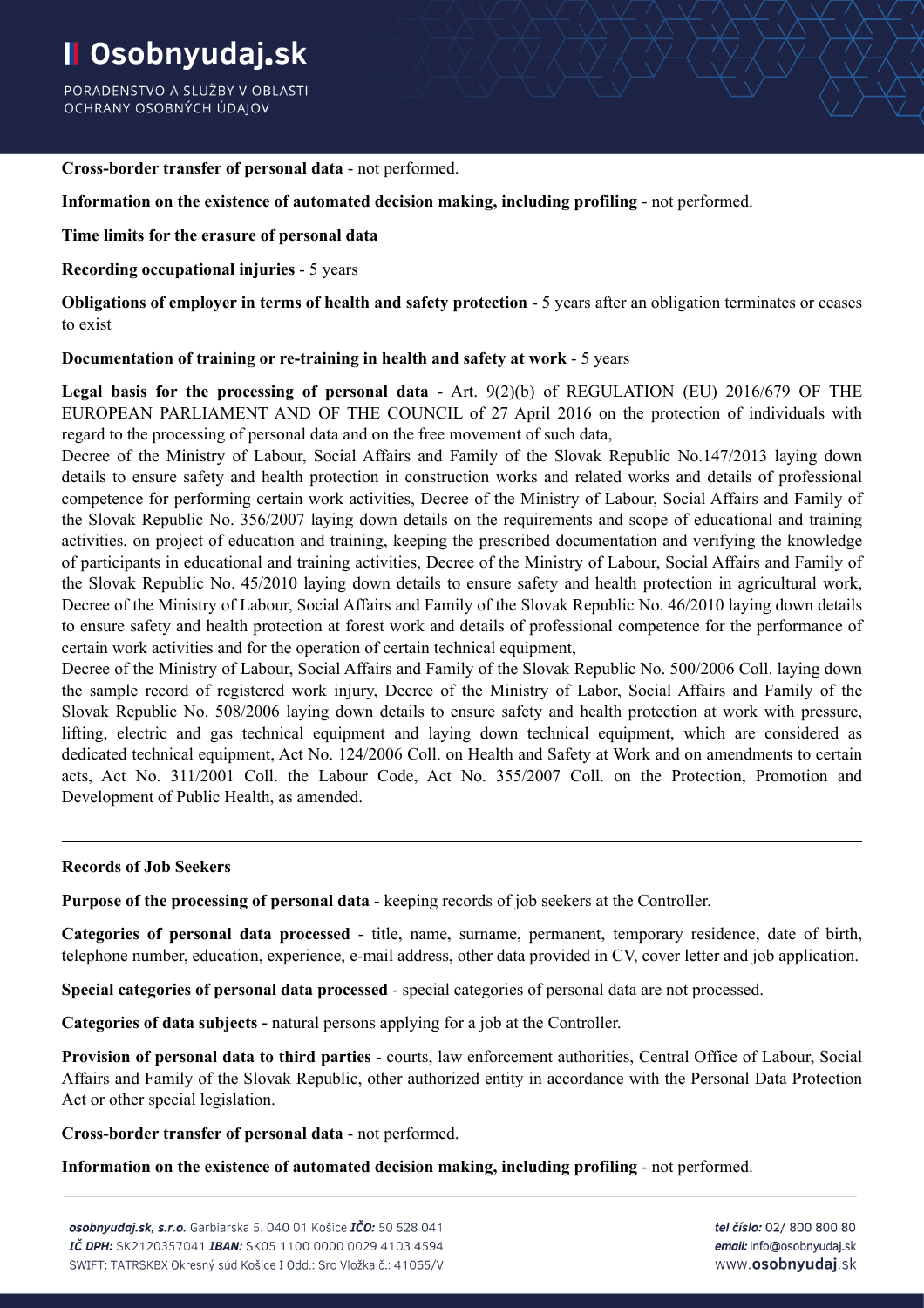**Cross-border transfer of personal data** - not performed.

**Information on the existence of automated decision making, including profiling** - not performed.

**Time limits for the erasure of personal data**

**Recording occupational injuries** - 5 years

**Obligations of employer in terms of health and safety protection** - 5 years after an obligation terminates or ceases to exist

**Documentation of training or re-training in health and safety at work** - 5 years

**Legal basis for the processing of personal data** - Art. 9(2)(b) of REGULATION (EU) 2016/679 OF THE EUROPEAN PARLIAMENT AND OF THE COUNCIL of 27 April 2016 on the protection of individuals with regard to the processing of personal data and on the free movement of such data,
Decree of the Ministry of Labour, Social Affairs and Family of the Slovak Republic No.147/2013 laying down details to ensure safety and health protection in construction works and related works and details of professional competence for performing certain work activities, Decree of the Ministry of Labour, Social Affairs and Family of the Slovak Republic No. 356/2007 laying down details on the requirements and scope of educational and training activities, on project of education and training, keeping the prescribed documentation and verifying the knowledge of participants in educational and training activities, Decree of the Ministry of Labour, Social Affairs and Family of the Slovak Republic No. 45/2010 laying down details to ensure safety and health protection in agricultural work, Decree of the Ministry of Labour, Social Affairs and Family of the Slovak Republic No. 46/2010 laying down details to ensure safety and health protection at forest work and details of professional competence for the performance of certain work activities and for the operation of certain technical equipment,
Decree of the Ministry of Labour, Social Affairs and Family of the Slovak Republic No. 500/2006 Coll. laying down the sample record of registered work injury, Decree of the Ministry of Labor, Social Affairs and Family of the Slovak Republic No. 508/2006 laying down details to ensure safety and health protection at work with pressure, lifting, electric and gas technical equipment and laying down technical equipment, which are considered as dedicated technical equipment, Act No. 124/2006 Coll. on Health and Safety at Work and on amendments to certain acts, Act No. 311/2001 Coll. the Labour Code, Act No. 355/2007 Coll. on the Protection, Promotion and Development of Public Health, as amended.

---

**Records of Job Seekers**

**Purpose of the processing of personal data** - keeping records of job seekers at the Controller.

**Categories of personal data processed** - title, name, surname, permanent, temporary residence, date of birth, telephone number, education, experience, e-mail address, other data provided in CV, cover letter and job application.

**Special categories of personal data processed** - special categories of personal data are not processed.

**Categories of data subjects -** natural persons applying for a job at the Controller.

**Provision of personal data to third parties** - courts, law enforcement authorities, Central Office of Labour, Social Affairs and Family of the Slovak Republic, other authorized entity in accordance with the Personal Data Protection Act or other special legislation.

**Cross-border transfer of personal data** - not performed.

**Information on the existence of automated decision making, including profiling** - not performed.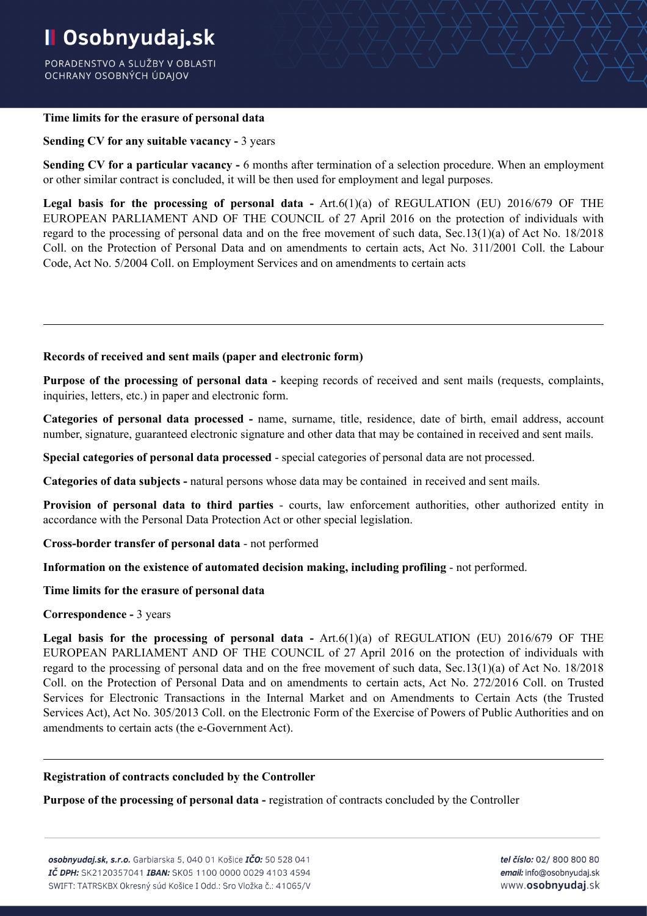**Time limits for the erasure of personal data**

**Sending CV for any suitable vacancy -** 3 years

**Sending CV for a particular vacancy -** 6 months after termination of a selection procedure. When an employment or other similar contract is concluded, it will be then used for employment and legal purposes.

**Legal basis for the processing of personal data -** Art.6(1)(a) of REGULATION (EU) 2016/679 OF THE EUROPEAN PARLIAMENT AND OF THE COUNCIL of 27 April 2016 on the protection of individuals with regard to the processing of personal data and on the free movement of such data, Sec.13(1)(a) of Act No. 18/2018 Coll. on the Protection of Personal Data and on amendments to certain acts, Act No. 311/2001 Coll. the Labour Code, Act No. 5/2004 Coll. on Employment Services and on amendments to certain acts

---

**Records of received and sent mails (paper and electronic form)**

**Purpose of the processing of personal data -** keeping records of received and sent mails (requests, complaints, inquiries, letters, etc.) in paper and electronic form.

**Categories of personal data processed -** name, surname, title, residence, date of birth, email address, account number, signature, guaranteed electronic signature and other data that may be contained in received and sent mails.

**Special categories of personal data processed** - special categories of personal data are not processed.

**Categories of data subjects -** natural persons whose data may be contained in received and sent mails.

**Provision of personal data to third parties** - courts, law enforcement authorities, other authorized entity in accordance with the Personal Data Protection Act or other special legislation.

**Cross-border transfer of personal data** - not performed

**Information on the existence of automated decision making, including profiling** - not performed.

**Time limits for the erasure of personal data**

**Correspondence -** 3 years

**Legal basis for the processing of personal data -** Art.6(1)(a) of REGULATION (EU) 2016/679 OF THE EUROPEAN PARLIAMENT AND OF THE COUNCIL of 27 April 2016 on the protection of individuals with regard to the processing of personal data and on the free movement of such data, Sec.13(1)(a) of Act No. 18/2018 Coll. on the Protection of Personal Data and on amendments to certain acts, Act No. 272/2016 Coll. on Trusted Services for Electronic Transactions in the Internal Market and on Amendments to Certain Acts (the Trusted Services Act), Act No. 305/2013 Coll. on the Electronic Form of the Exercise of Powers of Public Authorities and on amendments to certain acts (the e-Government Act).

---

**Registration of contracts concluded by the Controller**

**Purpose of the processing of personal data -** registration of contracts concluded by the Controller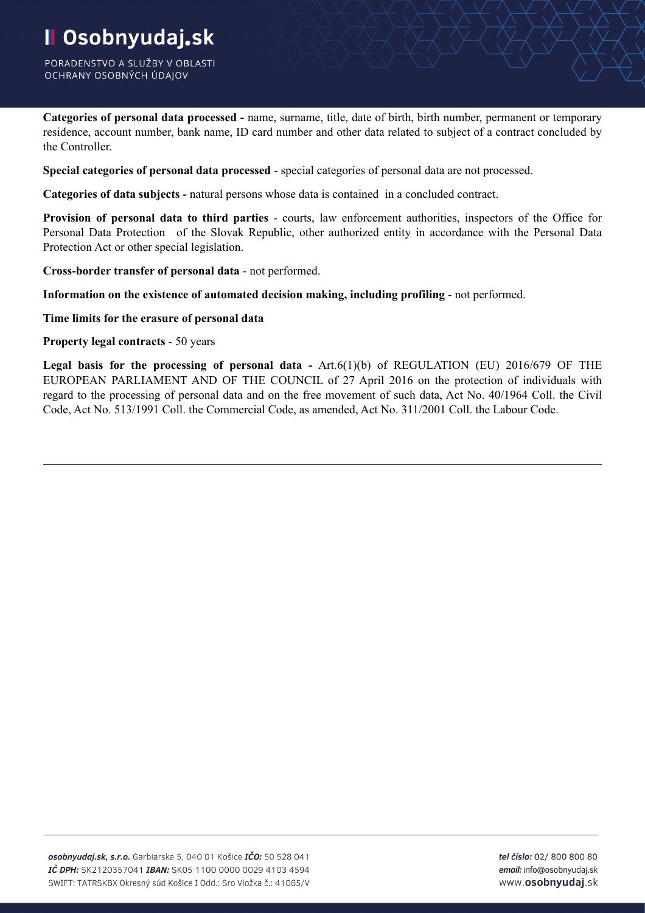**Categories of personal data processed -** name, surname, title, date of birth, birth number, permanent or temporary residence, account number, bank name, ID card number and other data related to subject of a contract concluded by the Controller.

**Special categories of personal data processed** - special categories of personal data are not processed.

**Categories of data subjects -** natural persons whose data is contained in a concluded contract.

**Provision of personal data to third parties** - courts, law enforcement authorities, inspectors of the Office for Personal Data Protection of the Slovak Republic, other authorized entity in accordance with the Personal Data Protection Act or other special legislation.

**Cross-border transfer of personal data** - not performed.

**Information on the existence of automated decision making, including profiling** - not performed.

**Time limits for the erasure of personal data**

**Property legal contracts** - 50 years

**Legal basis for the processing of personal data -** Art.6(1)(b) of REGULATION (EU) 2016/679 OF THE EUROPEAN PARLIAMENT AND OF THE COUNCIL of 27 April 2016 on the protection of individuals with regard to the processing of personal data and on the free movement of such data, Act No. 40/1964 Coll. the Civil Code, Act No. 513/1991 Coll. the Commercial Code, as amended, Act No. 311/2001 Coll. the Labour Code.

---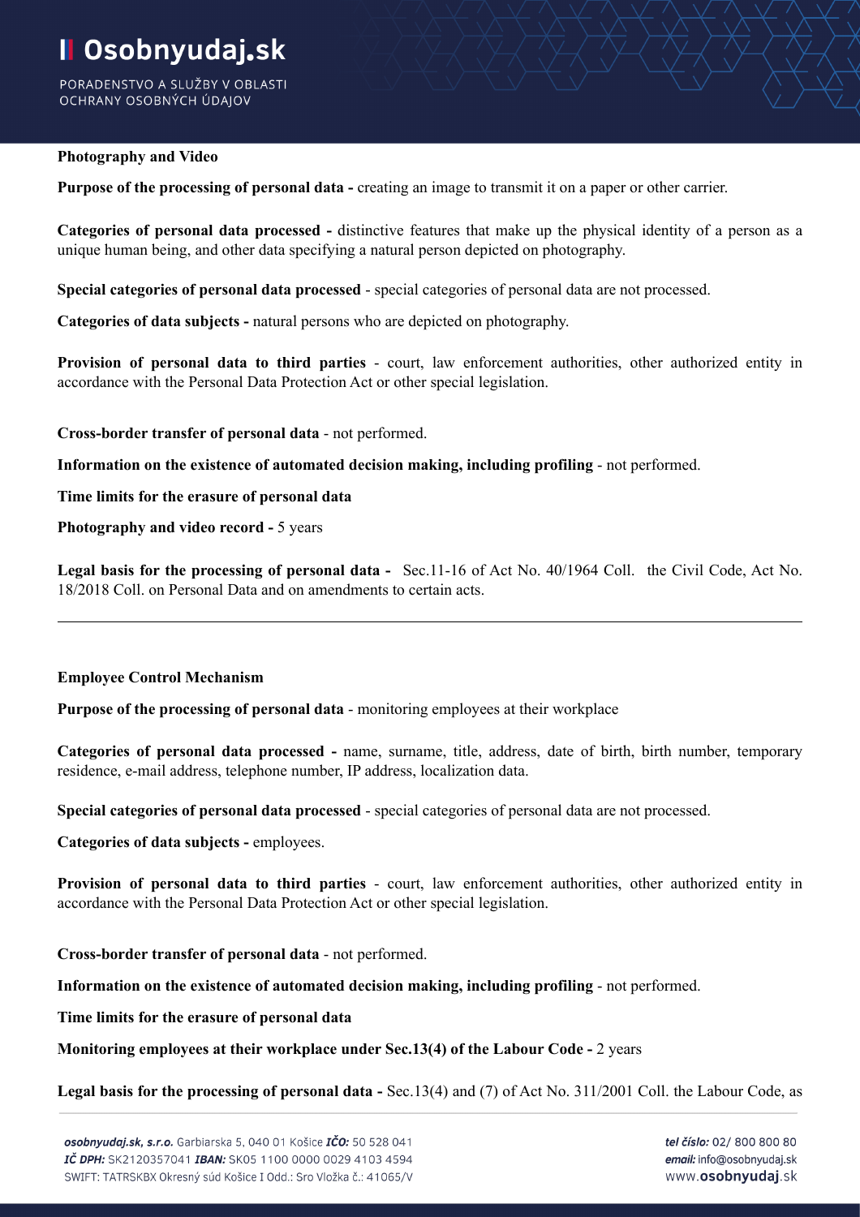**Photography and Video**

**Purpose of the processing of personal data -** creating an image to transmit it on a paper or other carrier.

**Categories of personal data processed -** distinctive features that make up the physical identity of a person as a unique human being, and other data specifying a natural person depicted on photography.

**Special categories of personal data processed** - special categories of personal data are not processed.

**Categories of data subjects -** natural persons who are depicted on photography.

**Provision of personal data to third parties** - court, law enforcement authorities, other authorized entity in accordance with the Personal Data Protection Act or other special legislation.

**Cross-border transfer of personal data** - not performed.

**Information on the existence of automated decision making, including profiling** - not performed.

**Time limits for the erasure of personal data**

**Photography and video record -** 5 years

**Legal basis for the processing of personal data -** Sec.11-16 of Act No. 40/1964 Coll. the Civil Code, Act No. 18/2018 Coll. on Personal Data and on amendments to certain acts.

---

**Employee Control Mechanism**

**Purpose of the processing of personal data** - monitoring employees at their workplace

**Categories of personal data processed -** name, surname, title, address, date of birth, birth number, temporary residence, e-mail address, telephone number, IP address, localization data.

**Special categories of personal data processed** - special categories of personal data are not processed.

**Categories of data subjects -** employees.

**Provision of personal data to third parties** - court, law enforcement authorities, other authorized entity in accordance with the Personal Data Protection Act or other special legislation.

**Cross-border transfer of personal data** - not performed.

**Information on the existence of automated decision making, including profiling** - not performed.

**Time limits for the erasure of personal data**

**Monitoring employees at their workplace under Sec.13(4) of the Labour Code -** 2 years

**Legal basis for the processing of personal data -** Sec.13(4) and (7) of Act No. 311/2001 Coll. the Labour Code, as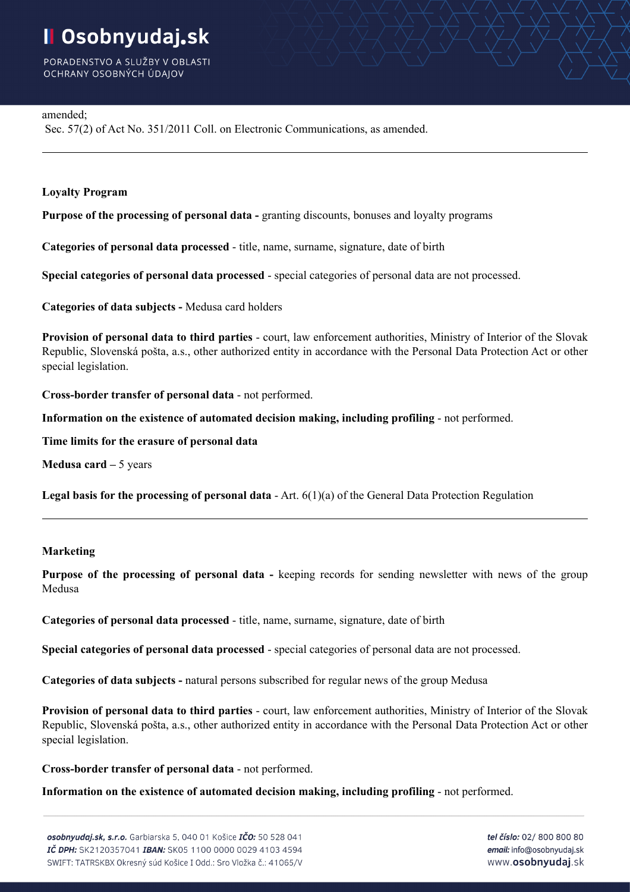amended;
Sec. 57(2) of Act No. 351/2011 Coll. on Electronic Communications, as amended.

---

**Loyalty Program**

**Purpose of the processing of personal data -** granting discounts, bonuses and loyalty programs

**Categories of personal data processed** - title, name, surname, signature, date of birth

**Special categories of personal data processed** - special categories of personal data are not processed.

**Categories of data subjects -** Medusa card holders

**Provision of personal data to third parties** - court, law enforcement authorities, Ministry of Interior of the Slovak Republic, Slovenská pošta, a.s., other authorized entity in accordance with the Personal Data Protection Act or other special legislation.

**Cross-border transfer of personal data** - not performed.

**Information on the existence of automated decision making, including profiling** - not performed.

**Time limits for the erasure of personal data**

**Medusa card –** 5 years

**Legal basis for the processing of personal data** - Art. 6(1)(a) of the General Data Protection Regulation

---

**Marketing**

**Purpose of the processing of personal data -** keeping records for sending newsletter with news of the group Medusa

**Categories of personal data processed** - title, name, surname, signature, date of birth

**Special categories of personal data processed** - special categories of personal data are not processed.

**Categories of data subjects -** natural persons subscribed for regular news of the group Medusa

**Provision of personal data to third parties** - court, law enforcement authorities, Ministry of Interior of the Slovak Republic, Slovenská pošta, a.s., other authorized entity in accordance with the Personal Data Protection Act or other special legislation.

**Cross-border transfer of personal data** - not performed.

**Information on the existence of automated decision making, including profiling** - not performed.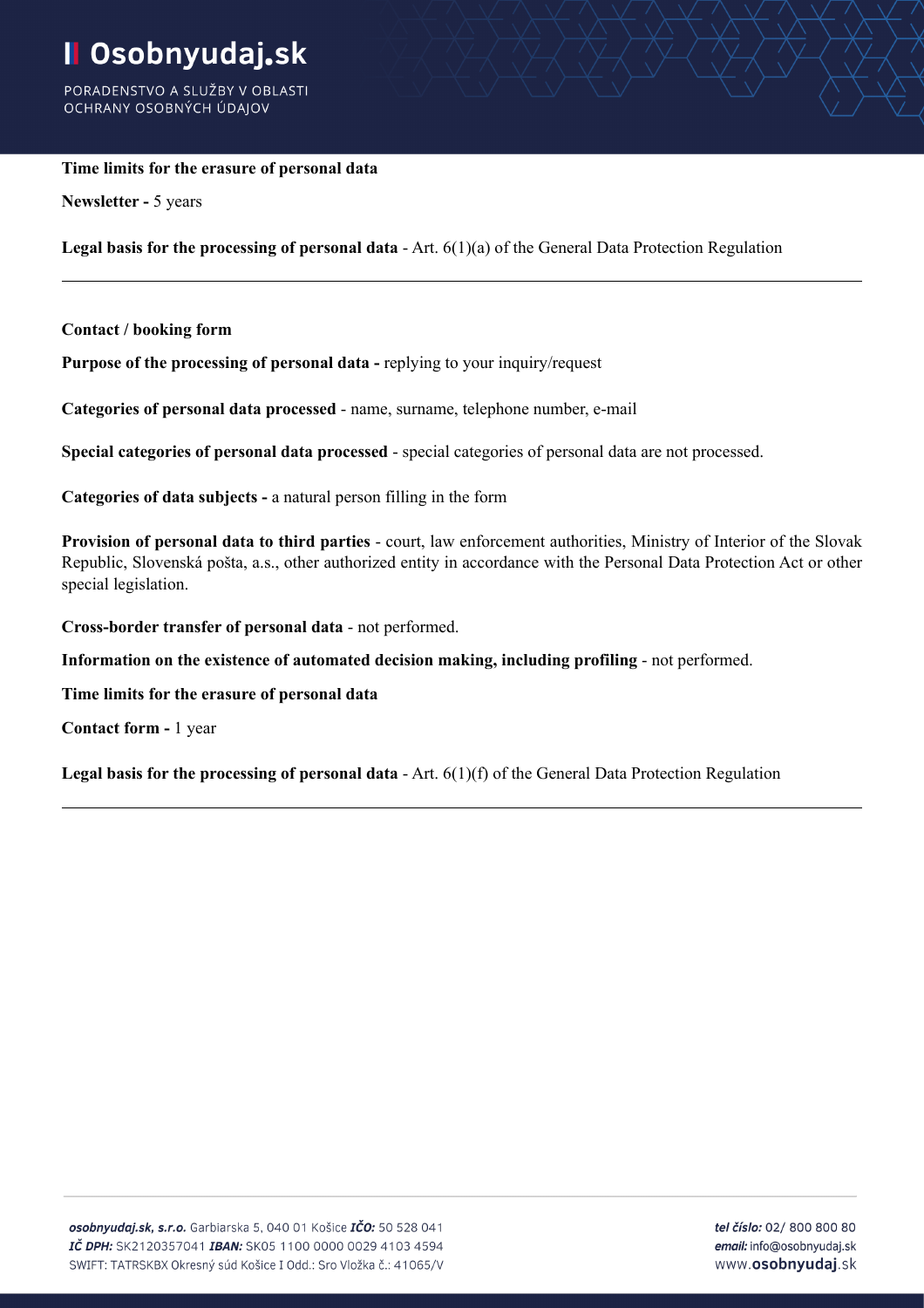**Time limits for the erasure of personal data**

**Newsletter -** 5 years

**Legal basis for the processing of personal data** - Art. 6(1)(a) of the General Data Protection Regulation

---

**Contact / booking form**

**Purpose of the processing of personal data -** replying to your inquiry/request

**Categories of personal data processed** - name, surname, telephone number, e-mail

**Special categories of personal data processed** - special categories of personal data are not processed.

**Categories of data subjects -** a natural person filling in the form

**Provision of personal data to third parties** - court, law enforcement authorities, Ministry of Interior of the Slovak Republic, Slovenská pošta, a.s., other authorized entity in accordance with the Personal Data Protection Act or other special legislation.

**Cross-border transfer of personal data** - not performed.

**Information on the existence of automated decision making, including profiling** - not performed.

**Time limits for the erasure of personal data**

**Contact form -** 1 year

**Legal basis for the processing of personal data** - Art. 6(1)(f) of the General Data Protection Regulation

---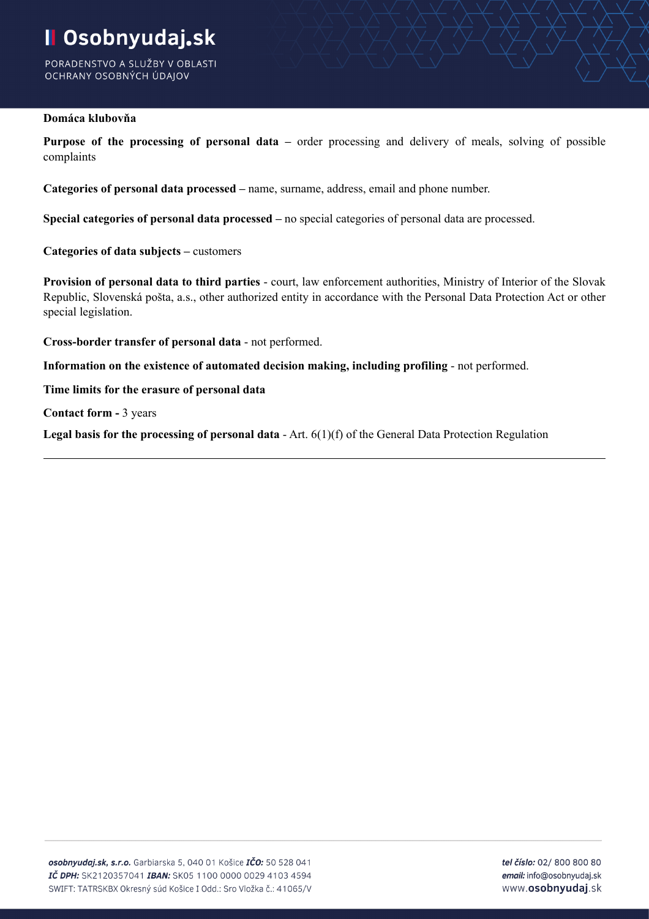**Domáca klubovňa**

**Purpose of the processing of personal data –** order processing and delivery of meals, solving of possible complaints

**Categories of personal data processed –** name, surname, address, email and phone number.

**Special categories of personal data processed –** no special categories of personal data are processed.

**Categories of data subjects –** customers

**Provision of personal data to third parties** - court, law enforcement authorities, Ministry of Interior of the Slovak Republic, Slovenská pošta, a.s., other authorized entity in accordance with the Personal Data Protection Act or other special legislation.

**Cross-border transfer of personal data** - not performed.

**Information on the existence of automated decision making, including profiling** - not performed.

**Time limits for the erasure of personal data**

**Contact form -** 3 years

**Legal basis for the processing of personal data** - Art. 6(1)(f) of the General Data Protection Regulation

---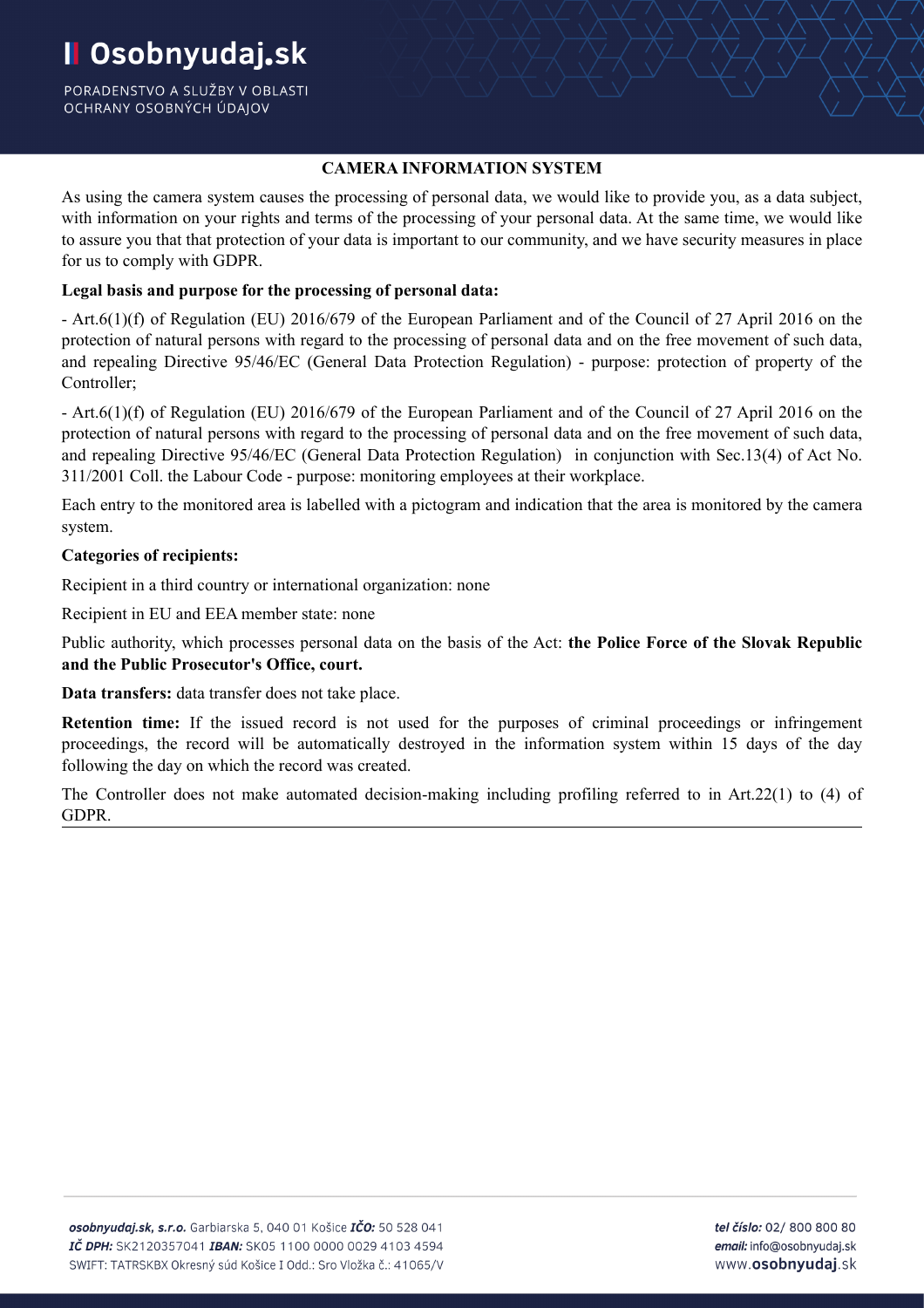## CAMERA INFORMATION SYSTEM

As using the camera system causes the processing of personal data, we would like to provide you, as a data subject, with information on your rights and terms of the processing of your personal data. At the same time, we would like to assure you that that protection of your data is important to our community, and we have security measures in place for us to comply with GDPR.

**Legal basis and purpose for the processing of personal data:**

- Art.6(1)(f) of Regulation (EU) 2016/679 of the European Parliament and of the Council of 27 April 2016 on the protection of natural persons with regard to the processing of personal data and on the free movement of such data, and repealing Directive 95/46/EC (General Data Protection Regulation) - purpose: protection of property of the Controller;

- Art.6(1)(f) of Regulation (EU) 2016/679 of the European Parliament and of the Council of 27 April 2016 on the protection of natural persons with regard to the processing of personal data and on the free movement of such data, and repealing Directive 95/46/EC (General Data Protection Regulation) in conjunction with Sec.13(4) of Act No. 311/2001 Coll. the Labour Code - purpose: monitoring employees at their workplace.

Each entry to the monitored area is labelled with a pictogram and indication that the area is monitored by the camera system.

**Categories of recipients:**

Recipient in a third country or international organization: none

Recipient in EU and EEA member state: none

Public authority, which processes personal data on the basis of the Act: **the Police Force of the Slovak Republic and the Public Prosecutor's Office, court.**

**Data transfers:** data transfer does not take place.

**Retention time:** If the issued record is not used for the purposes of criminal proceedings or infringement proceedings, the record will be automatically destroyed in the information system within 15 days of the day following the day on which the record was created.

The Controller does not make automated decision-making including profiling referred to in Art.22(1) to (4) of GDPR.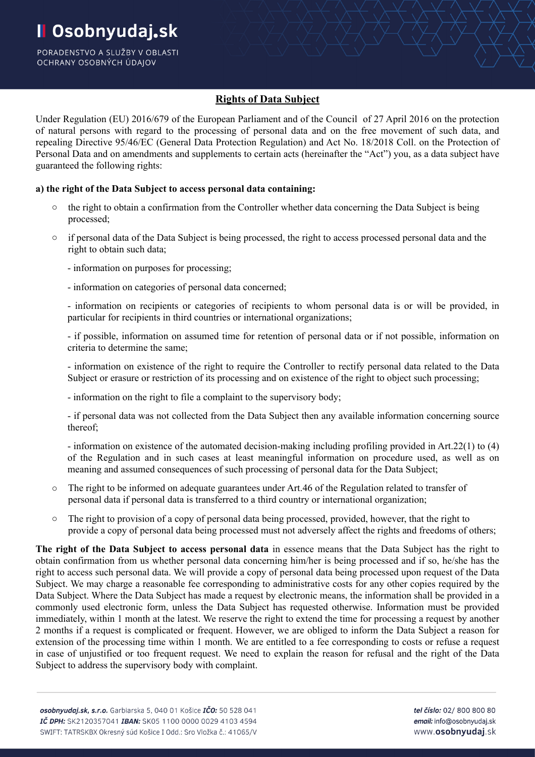## Rights of Data Subject

Under Regulation (EU) 2016/679 of the European Parliament and of the Council of 27 April 2016 on the protection of natural persons with regard to the processing of personal data and on the free movement of such data, and repealing Directive 95/46/EC (General Data Protection Regulation) and Act No. 18/2018 Coll. on the Protection of Personal Data and on amendments and supplements to certain acts (hereinafter the "Act") you, as a data subject have guaranteed the following rights:

**a) the right of the Data Subject to access personal data containing:**

- the right to obtain a confirmation from the Controller whether data concerning the Data Subject is being processed;
- if personal data of the Data Subject is being processed, the right to access processed personal data and the right to obtain such data;

  - information on purposes for processing;

  - information on categories of personal data concerned;

  - information on recipients or categories of recipients to whom personal data is or will be provided, in particular for recipients in third countries or international organizations;

  - if possible, information on assumed time for retention of personal data or if not possible, information on criteria to determine the same;

  - information on existence of the right to require the Controller to rectify personal data related to the Data Subject or erasure or restriction of its processing and on existence of the right to object such processing;

  - information on the right to file a complaint to the supervisory body;

  - if personal data was not collected from the Data Subject then any available information concerning source thereof;

  - information on existence of the automated decision-making including profiling provided in Art.22(1) to (4) of the Regulation and in such cases at least meaningful information on procedure used, as well as on meaning and assumed consequences of such processing of personal data for the Data Subject;

- The right to be informed on adequate guarantees under Art.46 of the Regulation related to transfer of personal data if personal data is transferred to a third country or international organization;
- The right to provision of a copy of personal data being processed, provided, however, that the right to provide a copy of personal data being processed must not adversely affect the rights and freedoms of others;

**The right of the Data Subject to access personal data** in essence means that the Data Subject has the right to obtain confirmation from us whether personal data concerning him/her is being processed and if so, he/she has the right to access such personal data. We will provide a copy of personal data being processed upon request of the Data Subject. We may charge a reasonable fee corresponding to administrative costs for any other copies required by the Data Subject. Where the Data Subject has made a request by electronic means, the information shall be provided in a commonly used electronic form, unless the Data Subject has requested otherwise. Information must be provided immediately, within 1 month at the latest. We reserve the right to extend the time for processing a request by another 2 months if a request is complicated or frequent. However, we are obliged to inform the Data Subject a reason for extension of the processing time within 1 month. We are entitled to a fee corresponding to costs or refuse a request in case of unjustified or too frequent request. We need to explain the reason for refusal and the right of the Data Subject to address the supervisory body with complaint.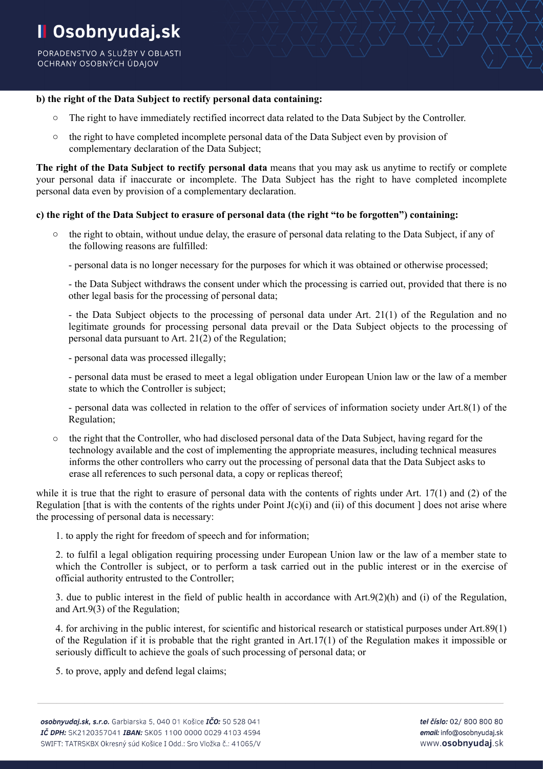**b) the right of the Data Subject to rectify personal data containing:**

- The right to have immediately rectified incorrect data related to the Data Subject by the Controller.
- the right to have completed incomplete personal data of the Data Subject even by provision of complementary declaration of the Data Subject;

**The right of the Data Subject to rectify personal data** means that you may ask us anytime to rectify or complete your personal data if inaccurate or incomplete. The Data Subject has the right to have completed incomplete personal data even by provision of a complementary declaration.

**c) the right of the Data Subject to erasure of personal data (the right "to be forgotten") containing:**

- the right to obtain, without undue delay, the erasure of personal data relating to the Data Subject, if any of the following reasons are fulfilled:

  - personal data is no longer necessary for the purposes for which it was obtained or otherwise processed;

  - the Data Subject withdraws the consent under which the processing is carried out, provided that there is no other legal basis for the processing of personal data;

  - the Data Subject objects to the processing of personal data under Art. 21(1) of the Regulation and no legitimate grounds for processing personal data prevail or the Data Subject objects to the processing of personal data pursuant to Art. 21(2) of the Regulation;

  - personal data was processed illegally;

  - personal data must be erased to meet a legal obligation under European Union law or the law of a member state to which the Controller is subject;

  - personal data was collected in relation to the offer of services of information society under Art.8(1) of the Regulation;

- the right that the Controller, who had disclosed personal data of the Data Subject, having regard for the technology available and the cost of implementing the appropriate measures, including technical measures informs the other controllers who carry out the processing of personal data that the Data Subject asks to erase all references to such personal data, a copy or replicas thereof;

while it is true that the right to erasure of personal data with the contents of rights under Art. 17(1) and (2) of the Regulation [that is with the contents of the rights under Point J(c)(i) and (ii) of this document ] does not arise where the processing of personal data is necessary:

1. to apply the right for freedom of speech and for information;

2. to fulfil a legal obligation requiring processing under European Union law or the law of a member state to which the Controller is subject, or to perform a task carried out in the public interest or in the exercise of official authority entrusted to the Controller;

3. due to public interest in the field of public health in accordance with Art.9(2)(h) and (i) of the Regulation, and Art.9(3) of the Regulation;

4. for archiving in the public interest, for scientific and historical research or statistical purposes under Art.89(1) of the Regulation if it is probable that the right granted in Art.17(1) of the Regulation makes it impossible or seriously difficult to achieve the goals of such processing of personal data; or

5. to prove, apply and defend legal claims;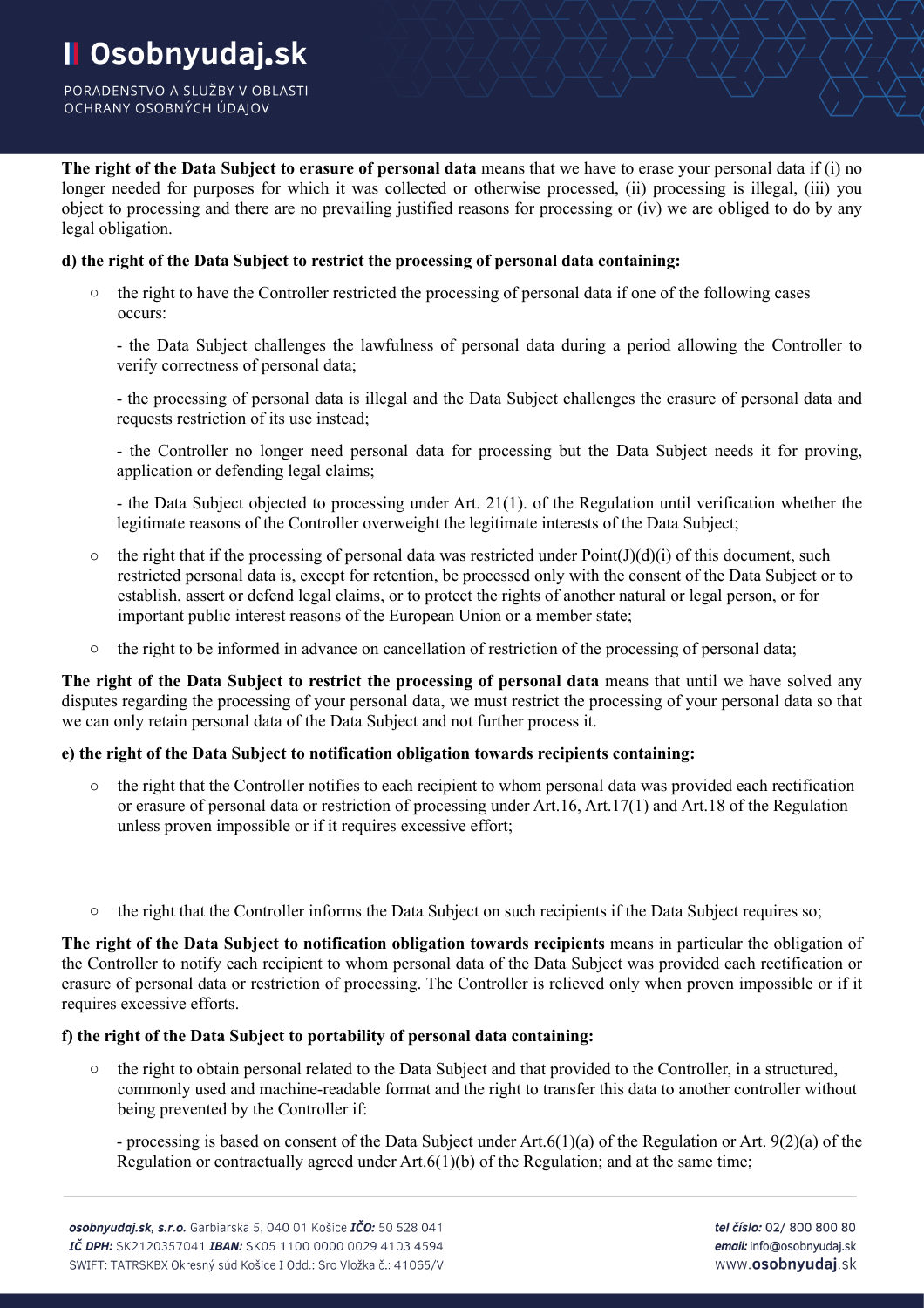**The right of the Data Subject to erasure of personal data** means that we have to erase your personal data if (i) no longer needed for purposes for which it was collected or otherwise processed, (ii) processing is illegal, (iii) you object to processing and there are no prevailing justified reasons for processing or (iv) we are obliged to do by any legal obligation.

**d) the right of the Data Subject to restrict the processing of personal data containing:**

- the right to have the Controller restricted the processing of personal data if one of the following cases occurs:

  - the Data Subject challenges the lawfulness of personal data during a period allowing the Controller to verify correctness of personal data;

  - the processing of personal data is illegal and the Data Subject challenges the erasure of personal data and requests restriction of its use instead;

  - the Controller no longer need personal data for processing but the Data Subject needs it for proving, application or defending legal claims;

  - the Data Subject objected to processing under Art. 21(1). of the Regulation until verification whether the legitimate reasons of the Controller overweight the legitimate interests of the Data Subject;

- the right that if the processing of personal data was restricted under Point(J)(d)(i) of this document, such restricted personal data is, except for retention, be processed only with the consent of the Data Subject or to establish, assert or defend legal claims, or to protect the rights of another natural or legal person, or for important public interest reasons of the European Union or a member state;

- the right to be informed in advance on cancellation of restriction of the processing of personal data;

**The right of the Data Subject to restrict the processing of personal data** means that until we have solved any disputes regarding the processing of your personal data, we must restrict the processing of your personal data so that we can only retain personal data of the Data Subject and not further process it.

**e) the right of the Data Subject to notification obligation towards recipients containing:**

- the right that the Controller notifies to each recipient to whom personal data was provided each rectification or erasure of personal data or restriction of processing under Art.16, Art.17(1) and Art.18 of the Regulation unless proven impossible or if it requires excessive effort;

- the right that the Controller informs the Data Subject on such recipients if the Data Subject requires so;

**The right of the Data Subject to notification obligation towards recipients** means in particular the obligation of the Controller to notify each recipient to whom personal data of the Data Subject was provided each rectification or erasure of personal data or restriction of processing. The Controller is relieved only when proven impossible or if it requires excessive efforts.

**f) the right of the Data Subject to portability of personal data containing:**

- the right to obtain personal related to the Data Subject and that provided to the Controller, in a structured, commonly used and machine-readable format and the right to transfer this data to another controller without being prevented by the Controller if:

  - processing is based on consent of the Data Subject under Art.6(1)(a) of the Regulation or Art. 9(2)(a) of the Regulation or contractually agreed under Art.6(1)(b) of the Regulation; and at the same time;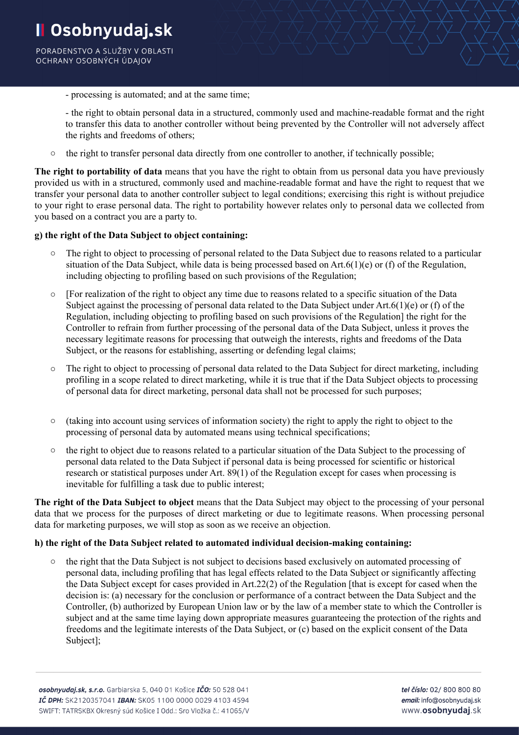- processing is automated; and at the same time;

- the right to obtain personal data in a structured, commonly used and machine-readable format and the right to transfer this data to another controller without being prevented by the Controller will not adversely affect the rights and freedoms of others;

- the right to transfer personal data directly from one controller to another, if technically possible;

**The right to portability of data** means that you have the right to obtain from us personal data you have previously provided us with in a structured, commonly used and machine-readable format and have the right to request that we transfer your personal data to another controller subject to legal conditions; exercising this right is without prejudice to your right to erase personal data. The right to portability however relates only to personal data we collected from you based on a contract you are a party to.

**g) the right of the Data Subject to object containing:**

- The right to object to processing of personal related to the Data Subject due to reasons related to a particular situation of the Data Subject, while data is being processed based on Art.6(1)(e) or (f) of the Regulation, including objecting to profiling based on such provisions of the Regulation;
- [For realization of the right to object any time due to reasons related to a specific situation of the Data Subject against the processing of personal data related to the Data Subject under Art.6(1)(e) or (f) of the Regulation, including objecting to profiling based on such provisions of the Regulation] the right for the Controller to refrain from further processing of the personal data of the Data Subject, unless it proves the necessary legitimate reasons for processing that outweigh the interests, rights and freedoms of the Data Subject, or the reasons for establishing, asserting or defending legal claims;
- The right to object to processing of personal data related to the Data Subject for direct marketing, including profiling in a scope related to direct marketing, while it is true that if the Data Subject objects to processing of personal data for direct marketing, personal data shall not be processed for such purposes;
- (taking into account using services of information society) the right to apply the right to object to the processing of personal data by automated means using technical specifications;
- the right to object due to reasons related to a particular situation of the Data Subject to the processing of personal data related to the Data Subject if personal data is being processed for scientific or historical research or statistical purposes under Art. 89(1) of the Regulation except for cases when processing is inevitable for fulfilling a task due to public interest;

**The right of the Data Subject to object** means that the Data Subject may object to the processing of your personal data that we process for the purposes of direct marketing or due to legitimate reasons. When processing personal data for marketing purposes, we will stop as soon as we receive an objection.

**h) the right of the Data Subject related to automated individual decision-making containing:**

- the right that the Data Subject is not subject to decisions based exclusively on automated processing of personal data, including profiling that has legal effects related to the Data Subject or significantly affecting the Data Subject except for cases provided in Art.22(2) of the Regulation [that is except for cased when the decision is: (a) necessary for the conclusion or performance of a contract between the Data Subject and the Controller, (b) authorized by European Union law or by the law of a member state to which the Controller is subject and at the same time laying down appropriate measures guaranteeing the protection of the rights and freedoms and the legitimate interests of the Data Subject, or (c) based on the explicit consent of the Data Subject];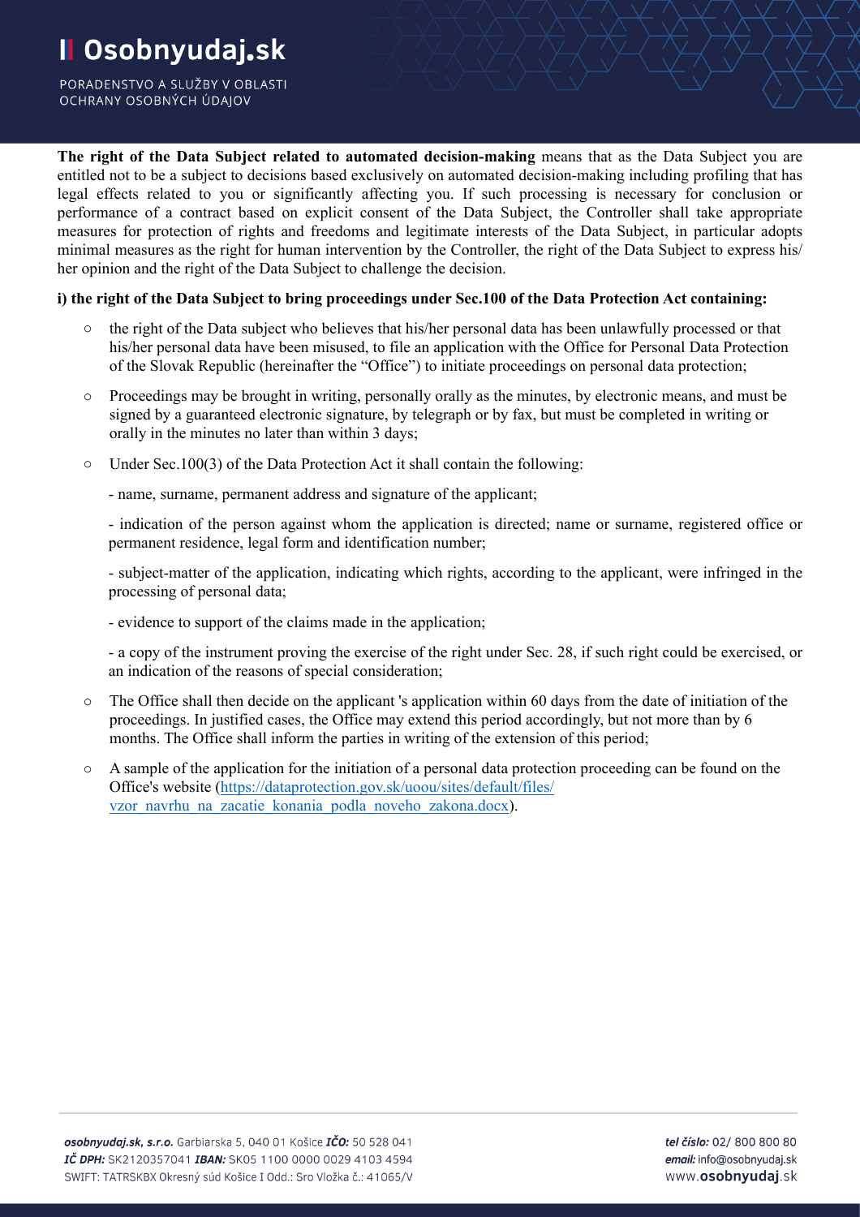**The right of the Data Subject related to automated decision-making** means that as the Data Subject you are entitled not to be a subject to decisions based exclusively on automated decision-making including profiling that has legal effects related to you or significantly affecting you. If such processing is necessary for conclusion or performance of a contract based on explicit consent of the Data Subject, the Controller shall take appropriate measures for protection of rights and freedoms and legitimate interests of the Data Subject, in particular adopts minimal measures as the right for human intervention by the Controller, the right of the Data Subject to express his/her opinion and the right of the Data Subject to challenge the decision.

**i) the right of the Data Subject to bring proceedings under Sec.100 of the Data Protection Act containing:**

- the right of the Data subject who believes that his/her personal data has been unlawfully processed or that his/her personal data have been misused, to file an application with the Office for Personal Data Protection of the Slovak Republic (hereinafter the "Office") to initiate proceedings on personal data protection;
- Proceedings may be brought in writing, personally orally as the minutes, by electronic means, and must be signed by a guaranteed electronic signature, by telegraph or by fax, but must be completed in writing or orally in the minutes no later than within 3 days;
- Under Sec.100(3) of the Data Protection Act it shall contain the following:

  - name, surname, permanent address and signature of the applicant;

  - indication of the person against whom the application is directed; name or surname, registered office or permanent residence, legal form and identification number;

  - subject-matter of the application, indicating which rights, according to the applicant, were infringed in the processing of personal data;

  - evidence to support of the claims made in the application;

  - a copy of the instrument proving the exercise of the right under Sec. 28, if such right could be exercised, or an indication of the reasons of special consideration;
- The Office shall then decide on the applicant 's application within 60 days from the date of initiation of the proceedings. In justified cases, the Office may extend this period accordingly, but not more than by 6 months. The Office shall inform the parties in writing of the extension of this period;
- A sample of the application for the initiation of a personal data protection proceeding can be found on the Office's website (https://dataprotection.gov.sk/uoou/sites/default/files/vzor_navrhu_na_zacatie_konania_podla_noveho_zakona.docx).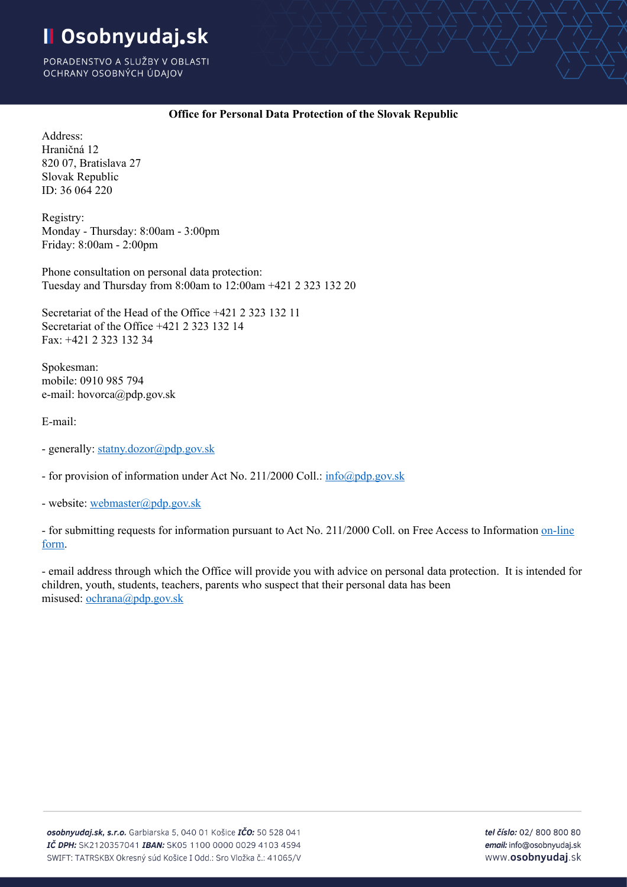**Office for Personal Data Protection of the Slovak Republic**

Address:
Hraničná 12
820 07, Bratislava 27
Slovak Republic
ID: 36 064 220

Registry:
Monday - Thursday: 8:00am - 3:00pm
Friday: 8:00am - 2:00pm

Phone consultation on personal data protection:
Tuesday and Thursday from 8:00am to 12:00am +421 2 323 132 20

Secretariat of the Head of the Office +421 2 323 132 11
Secretariat of the Office +421 2 323 132 14
Fax: +421 2 323 132 34

Spokesman:
mobile: 0910 985 794
e-mail: hovorca@pdp.gov.sk

E-mail:

- generally: statny.dozor@pdp.gov.sk

- for provision of information under Act No. 211/2000 Coll.: info@pdp.gov.sk

- website: webmaster@pdp.gov.sk

- for submitting requests for information pursuant to Act No. 211/2000 Coll. on Free Access to Information on-line form.

- email address through which the Office will provide you with advice on personal data protection. It is intended for children, youth, students, teachers, parents who suspect that their personal data has been misused: ochrana@pdp.gov.sk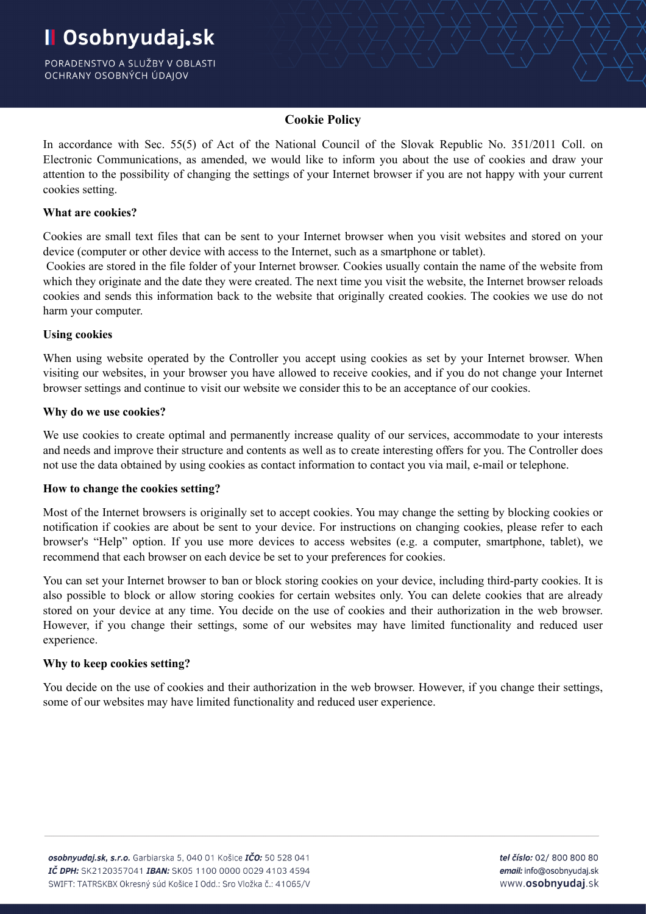## Cookie Policy

In accordance with Sec. 55(5) of Act of the National Council of the Slovak Republic No. 351/2011 Coll. on Electronic Communications, as amended, we would like to inform you about the use of cookies and draw your attention to the possibility of changing the settings of your Internet browser if you are not happy with your current cookies setting.

**What are cookies?**

Cookies are small text files that can be sent to your Internet browser when you visit websites and stored on your device (computer or other device with access to the Internet, such as a smartphone or tablet).
Cookies are stored in the file folder of your Internet browser. Cookies usually contain the name of the website from which they originate and the date they were created. The next time you visit the website, the Internet browser reloads cookies and sends this information back to the website that originally created cookies. The cookies we use do not harm your computer.

**Using cookies**

When using website operated by the Controller you accept using cookies as set by your Internet browser. When visiting our websites, in your browser you have allowed to receive cookies, and if you do not change your Internet browser settings and continue to visit our website we consider this to be an acceptance of our cookies.

**Why do we use cookies?**

We use cookies to create optimal and permanently increase quality of our services, accommodate to your interests and needs and improve their structure and contents as well as to create interesting offers for you. The Controller does not use the data obtained by using cookies as contact information to contact you via mail, e-mail or telephone.

**How to change the cookies setting?**

Most of the Internet browsers is originally set to accept cookies. You may change the setting by blocking cookies or notification if cookies are about be sent to your device. For instructions on changing cookies, please refer to each browser's "Help" option. If you use more devices to access websites (e.g. a computer, smartphone, tablet), we recommend that each browser on each device be set to your preferences for cookies.

You can set your Internet browser to ban or block storing cookies on your device, including third-party cookies. It is also possible to block or allow storing cookies for certain websites only. You can delete cookies that are already stored on your device at any time. You decide on the use of cookies and their authorization in the web browser. However, if you change their settings, some of our websites may have limited functionality and reduced user experience.

**Why to keep cookies setting?**

You decide on the use of cookies and their authorization in the web browser. However, if you change their settings, some of our websites may have limited functionality and reduced user experience.